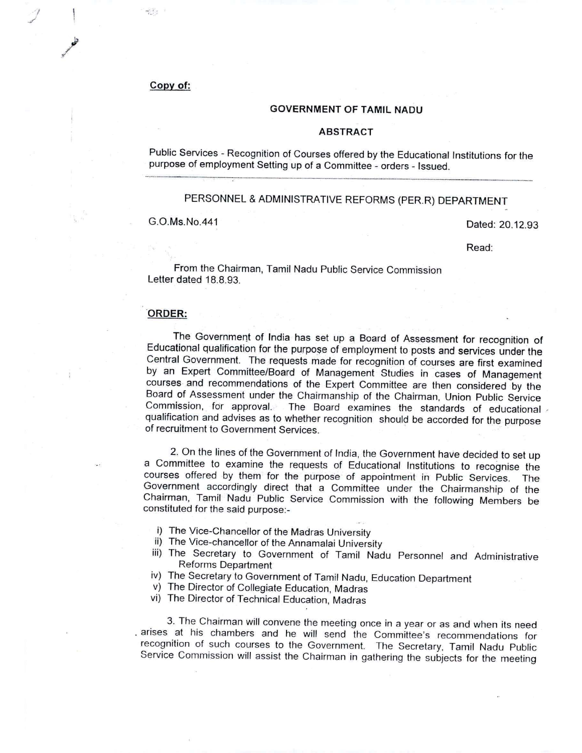**Copy of:**

**GOVERNMENT OF TAMIL NADU**

**ABSTRACT**

Public Services - Recognition of Courses offered by the Educational Institutions for the purpose of employment Setting up of a Committee - orders - Issued.

---

PERSONNEL & ADMINISTRATIVE REFORMS (PER.R) DEPARTMENT

G.O.Ms.No.441 Dated: 20.12.93

Read:

From the Chairman, Tamil Nadu Public Service Commission Letter dated 18.8.93.

**ORDER:**

The Government of India has set up a Board of Assessment for recognition of Educational qualification for the purpose of employment to posts and services under the Central Government. The requests made for recognition of courses are first examined by an Expert Committee/Board of Management Studies in cases of Management courses and recommendations of the Expert Committee are then considered by the Board of Assessment under the Chairmanship of the Chairman, Union Public Service Commission, for approval. The Board examines the standards of educational qualification and advises as to whether recognition should be accorded for the purpose of recruitment to Government Services.

2. On the lines of the Government of India, the Government have decided to set up a Committee to examine the requests of Educational Institutions to recognise the courses offered by them for the purpose of appointment in Public Services. The Government accordingly direct that a Committee under the Chairmanship of the Chairman, Tamil Nadu Public Service Commission with the following Members be constituted for the said purpose:-

i) The Vice-Chancellor of the Madras University
ii) The Vice-chancellor of the Annamalai University
iii) The Secretary to Government of Tamil Nadu Personnel and Administrative Reforms Department
iv) The Secretary to Government of Tamil Nadu, Education Department
v) The Director of Collegiate Education, Madras
vi) The Director of Technical Education, Madras

3. The Chairman will convene the meeting once in a year or as and when its need arises at his chambers and he will send the Committee's recommendations for recognition of such courses to the Government. The Secretary, Tamil Nadu Public Service Commission will assist the Chairman in gathering the subjects for the meeting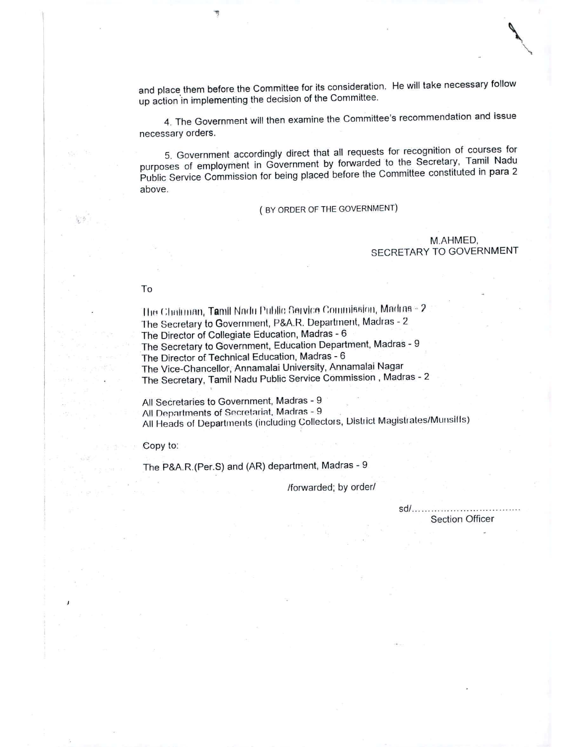and place them before the Committee for its consideration. He will take necessary follow up action in implementing the decision of the Committee.

4. The Government will then examine the Committee's recommendation and issue necessary orders.

5. Government accordingly direct that all requests for recognition of courses for purposes of employment in Government by forwarded to the Secretary, Tamil Nadu Public Service Commission for being placed before the Committee constituted in para 2 above.

( BY ORDER OF THE GOVERNMENT)

M.AHMED,
SECRETARY TO GOVERNMENT

To

The Chairman, Tamil Nadu Public Service Commission, Madras - 2
The Secretary to Government, P&A.R. Department, Madras - 2
The Director of Collegiate Education, Madras - 6
The Secretary to Government, Education Department, Madras - 9
The Director of Technical Education, Madras - 6
The Vice-Chancellor, Annamalai University, Annamalai Nagar
The Secretary, Tamil Nadu Public Service Commission , Madras - 2

All Secretaries to Government, Madras - 9
All Departments of Secretariat, Madras - 9
All Heads of Departments (including Collectors, District Magistrates/Munsifs)

Copy to:

The P&A.R.(Per.S) and (AR) department, Madras - 9

/forwarded; by order/

sd/.................................
Section Officer